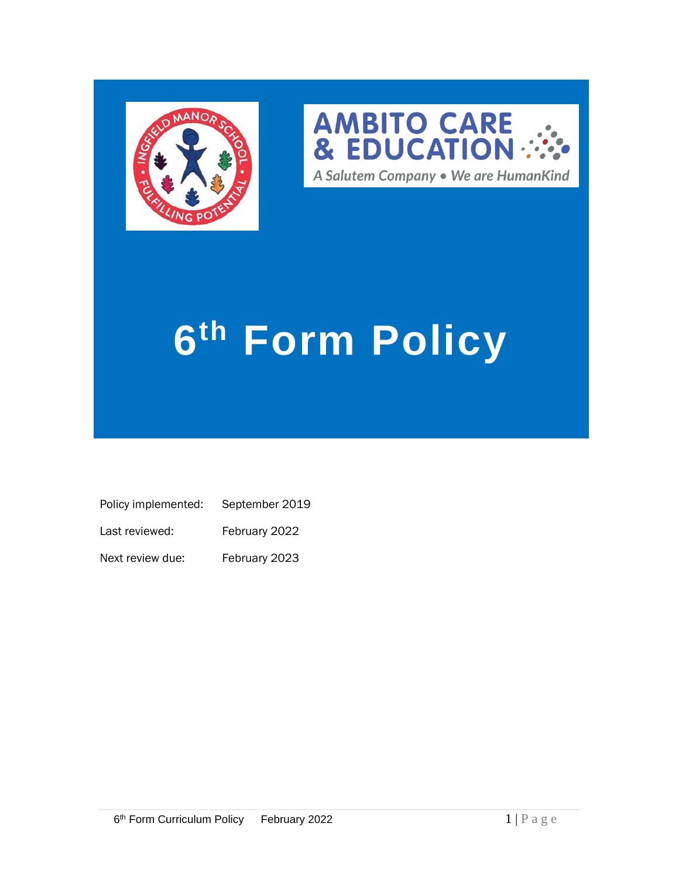# 6th Form Policy

| | |
|---|---|
| Policy implemented: | September 2019 |
| Last reviewed: | February 2022 |
| Next review due: | February 2023 |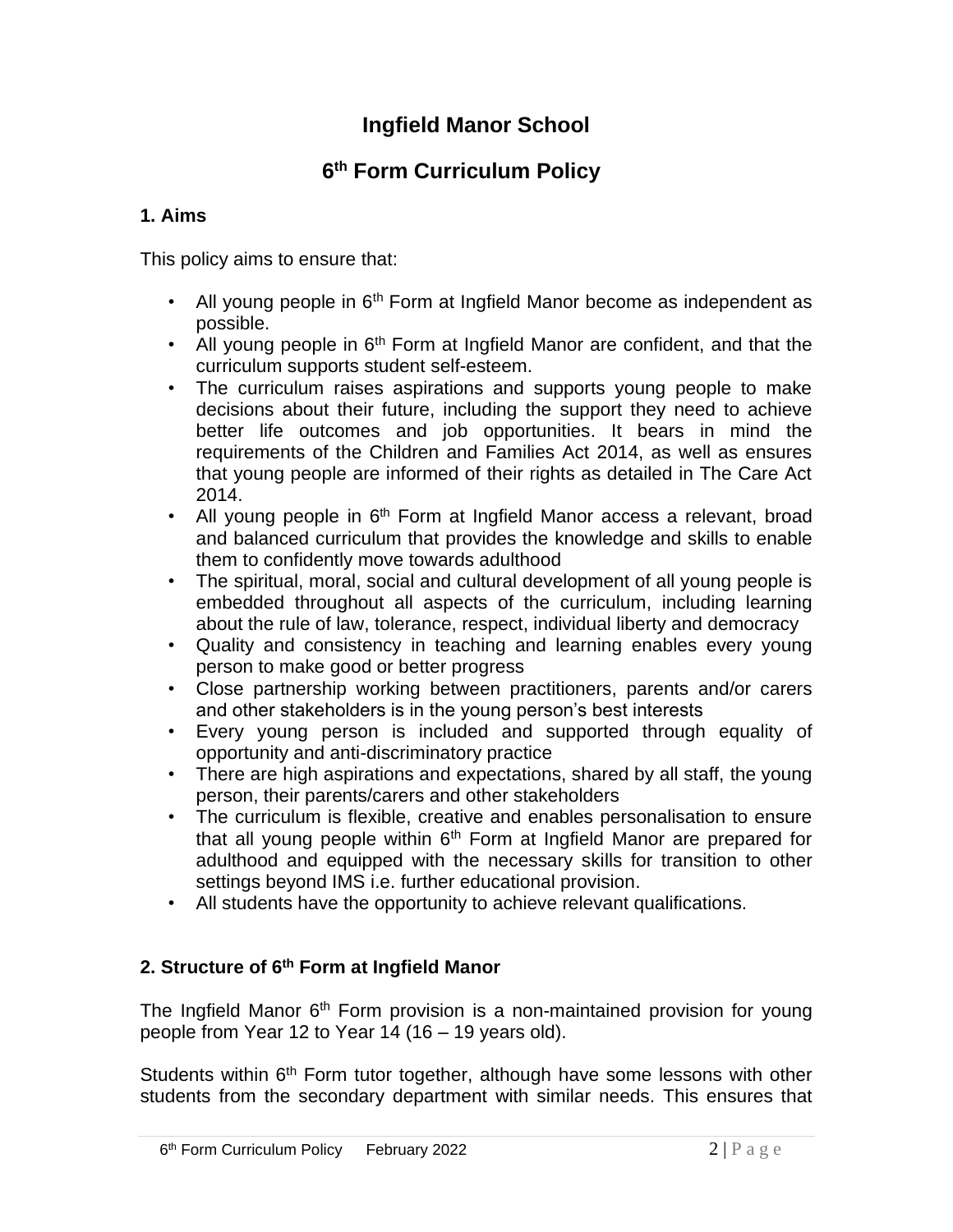# Ingfield Manor School

## 6th Form Curriculum Policy

### 1. Aims

This policy aims to ensure that:

- All young people in 6th Form at Ingfield Manor become as independent as possible.
- All young people in 6th Form at Ingfield Manor are confident, and that the curriculum supports student self-esteem.
- The curriculum raises aspirations and supports young people to make decisions about their future, including the support they need to achieve better life outcomes and job opportunities. It bears in mind the requirements of the Children and Families Act 2014, as well as ensures that young people are informed of their rights as detailed in The Care Act 2014.
- All young people in 6th Form at Ingfield Manor access a relevant, broad and balanced curriculum that provides the knowledge and skills to enable them to confidently move towards adulthood
- The spiritual, moral, social and cultural development of all young people is embedded throughout all aspects of the curriculum, including learning about the rule of law, tolerance, respect, individual liberty and democracy
- Quality and consistency in teaching and learning enables every young person to make good or better progress
- Close partnership working between practitioners, parents and/or carers and other stakeholders is in the young person's best interests
- Every young person is included and supported through equality of opportunity and anti-discriminatory practice
- There are high aspirations and expectations, shared by all staff, the young person, their parents/carers and other stakeholders
- The curriculum is flexible, creative and enables personalisation to ensure that all young people within 6th Form at Ingfield Manor are prepared for adulthood and equipped with the necessary skills for transition to other settings beyond IMS i.e. further educational provision.
- All students have the opportunity to achieve relevant qualifications.

### 2. Structure of 6th Form at Ingfield Manor

The Ingfield Manor 6th Form provision is a non-maintained provision for young people from Year 12 to Year 14 (16 – 19 years old).

Students within 6th Form tutor together, although have some lessons with other students from the secondary department with similar needs. This ensures that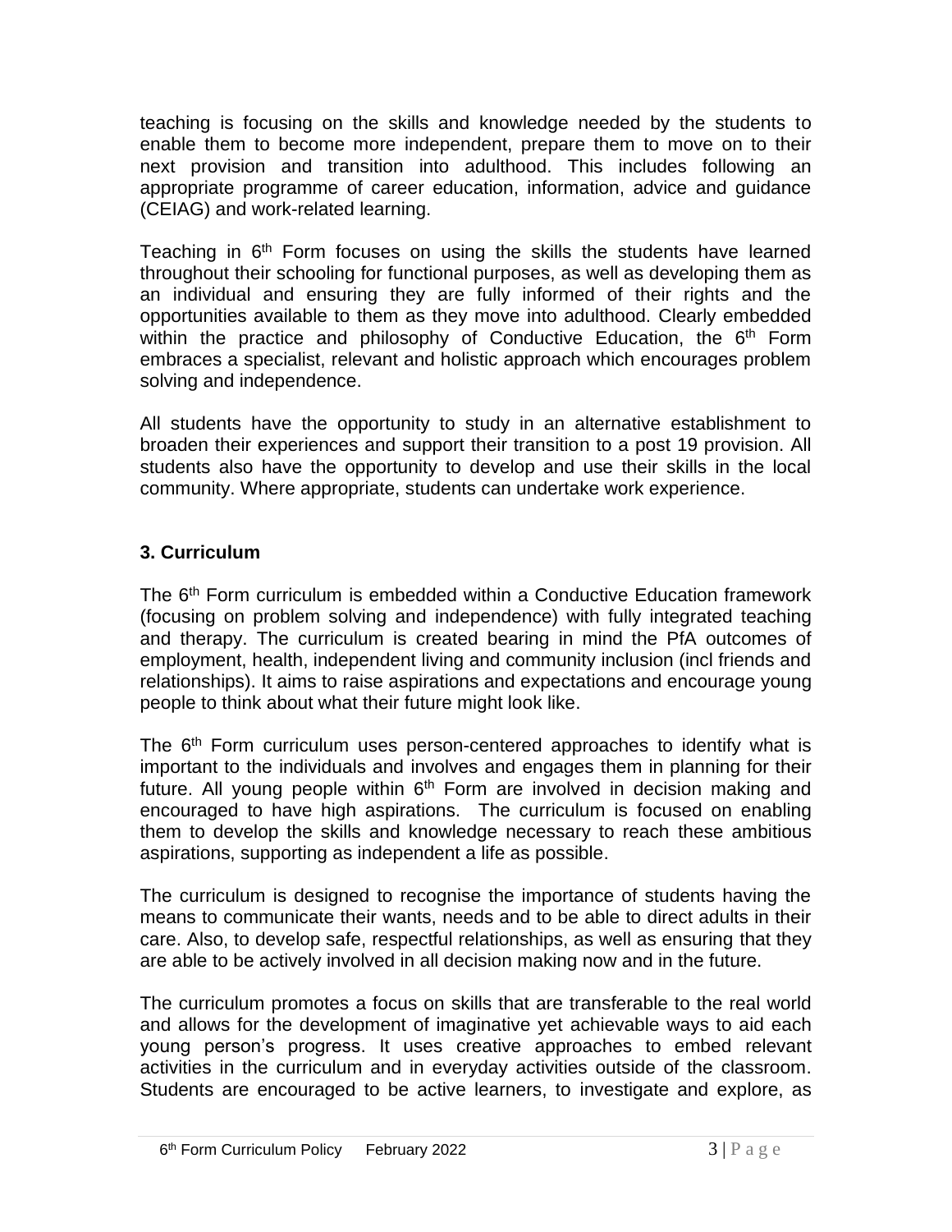teaching is focusing on the skills and knowledge needed by the students to enable them to become more independent, prepare them to move on to their next provision and transition into adulthood. This includes following an appropriate programme of career education, information, advice and guidance (CEIAG) and work-related learning.

Teaching in 6th Form focuses on using the skills the students have learned throughout their schooling for functional purposes, as well as developing them as an individual and ensuring they are fully informed of their rights and the opportunities available to them as they move into adulthood. Clearly embedded within the practice and philosophy of Conductive Education, the 6th Form embraces a specialist, relevant and holistic approach which encourages problem solving and independence.

All students have the opportunity to study in an alternative establishment to broaden their experiences and support their transition to a post 19 provision. All students also have the opportunity to develop and use their skills in the local community. Where appropriate, students can undertake work experience.

## 3. Curriculum

The 6th Form curriculum is embedded within a Conductive Education framework (focusing on problem solving and independence) with fully integrated teaching and therapy. The curriculum is created bearing in mind the PfA outcomes of employment, health, independent living and community inclusion (incl friends and relationships). It aims to raise aspirations and expectations and encourage young people to think about what their future might look like.

The 6th Form curriculum uses person-centered approaches to identify what is important to the individuals and involves and engages them in planning for their future. All young people within 6th Form are involved in decision making and encouraged to have high aspirations. The curriculum is focused on enabling them to develop the skills and knowledge necessary to reach these ambitious aspirations, supporting as independent a life as possible.

The curriculum is designed to recognise the importance of students having the means to communicate their wants, needs and to be able to direct adults in their care. Also, to develop safe, respectful relationships, as well as ensuring that they are able to be actively involved in all decision making now and in the future.

The curriculum promotes a focus on skills that are transferable to the real world and allows for the development of imaginative yet achievable ways to aid each young person's progress. It uses creative approaches to embed relevant activities in the curriculum and in everyday activities outside of the classroom. Students are encouraged to be active learners, to investigate and explore, as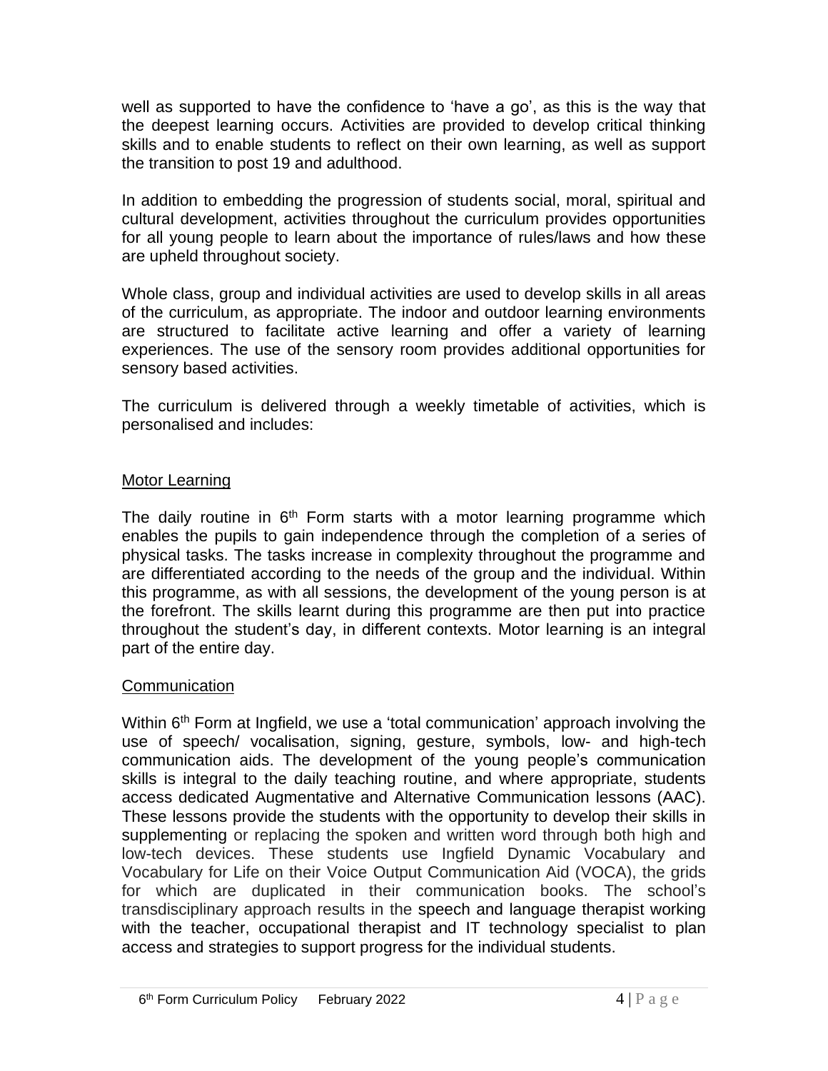well as supported to have the confidence to 'have a go', as this is the way that the deepest learning occurs. Activities are provided to develop critical thinking skills and to enable students to reflect on their own learning, as well as support the transition to post 19 and adulthood.

In addition to embedding the progression of students social, moral, spiritual and cultural development, activities throughout the curriculum provides opportunities for all young people to learn about the importance of rules/laws and how these are upheld throughout society.

Whole class, group and individual activities are used to develop skills in all areas of the curriculum, as appropriate. The indoor and outdoor learning environments are structured to facilitate active learning and offer a variety of learning experiences. The use of the sensory room provides additional opportunities for sensory based activities.

The curriculum is delivered through a weekly timetable of activities, which is personalised and includes:

## Motor Learning

The daily routine in 6th Form starts with a motor learning programme which enables the pupils to gain independence through the completion of a series of physical tasks. The tasks increase in complexity throughout the programme and are differentiated according to the needs of the group and the individual. Within this programme, as with all sessions, the development of the young person is at the forefront. The skills learnt during this programme are then put into practice throughout the student's day, in different contexts. Motor learning is an integral part of the entire day.

## Communication

Within 6th Form at Ingfield, we use a 'total communication' approach involving the use of speech/ vocalisation, signing, gesture, symbols, low- and high-tech communication aids. The development of the young people's communication skills is integral to the daily teaching routine, and where appropriate, students access dedicated Augmentative and Alternative Communication lessons (AAC). These lessons provide the students with the opportunity to develop their skills in supplementing or replacing the spoken and written word through both high and low-tech devices. These students use Ingfield Dynamic Vocabulary and Vocabulary for Life on their Voice Output Communication Aid (VOCA), the grids for which are duplicated in their communication books. The school's transdisciplinary approach results in the speech and language therapist working with the teacher, occupational therapist and IT technology specialist to plan access and strategies to support progress for the individual students.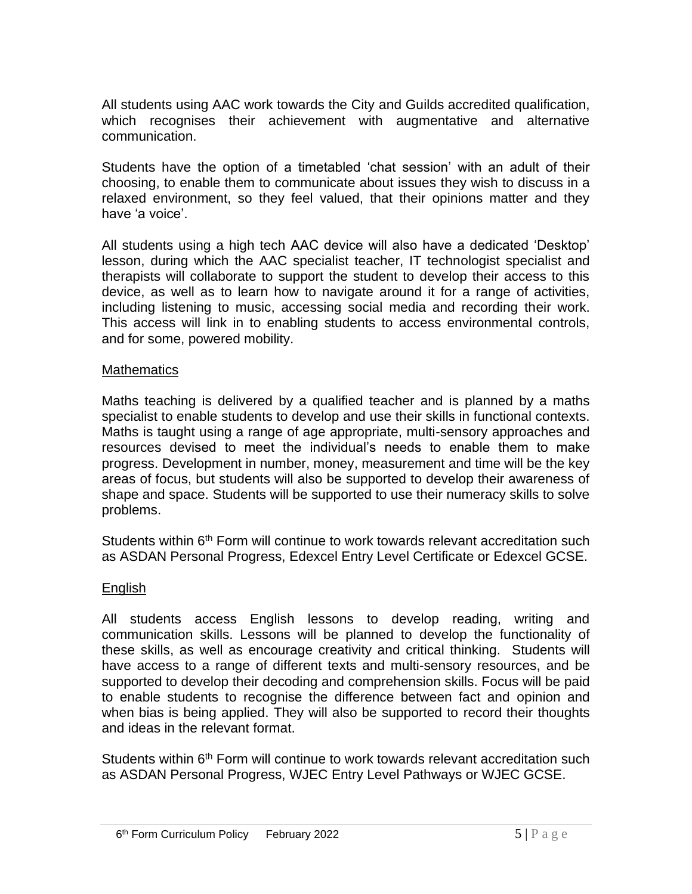All students using AAC work towards the City and Guilds accredited qualification, which recognises their achievement with augmentative and alternative communication.

Students have the option of a timetabled 'chat session' with an adult of their choosing, to enable them to communicate about issues they wish to discuss in a relaxed environment, so they feel valued, that their opinions matter and they have 'a voice'.

All students using a high tech AAC device will also have a dedicated 'Desktop' lesson, during which the AAC specialist teacher, IT technologist specialist and therapists will collaborate to support the student to develop their access to this device, as well as to learn how to navigate around it for a range of activities, including listening to music, accessing social media and recording their work. This access will link in to enabling students to access environmental controls, and for some, powered mobility.

## Mathematics

Maths teaching is delivered by a qualified teacher and is planned by a maths specialist to enable students to develop and use their skills in functional contexts. Maths is taught using a range of age appropriate, multi-sensory approaches and resources devised to meet the individual's needs to enable them to make progress. Development in number, money, measurement and time will be the key areas of focus, but students will also be supported to develop their awareness of shape and space. Students will be supported to use their numeracy skills to solve problems.

Students within 6th Form will continue to work towards relevant accreditation such as ASDAN Personal Progress, Edexcel Entry Level Certificate or Edexcel GCSE.

## English

All students access English lessons to develop reading, writing and communication skills. Lessons will be planned to develop the functionality of these skills, as well as encourage creativity and critical thinking. Students will have access to a range of different texts and multi-sensory resources, and be supported to develop their decoding and comprehension skills. Focus will be paid to enable students to recognise the difference between fact and opinion and when bias is being applied. They will also be supported to record their thoughts and ideas in the relevant format.

Students within 6th Form will continue to work towards relevant accreditation such as ASDAN Personal Progress, WJEC Entry Level Pathways or WJEC GCSE.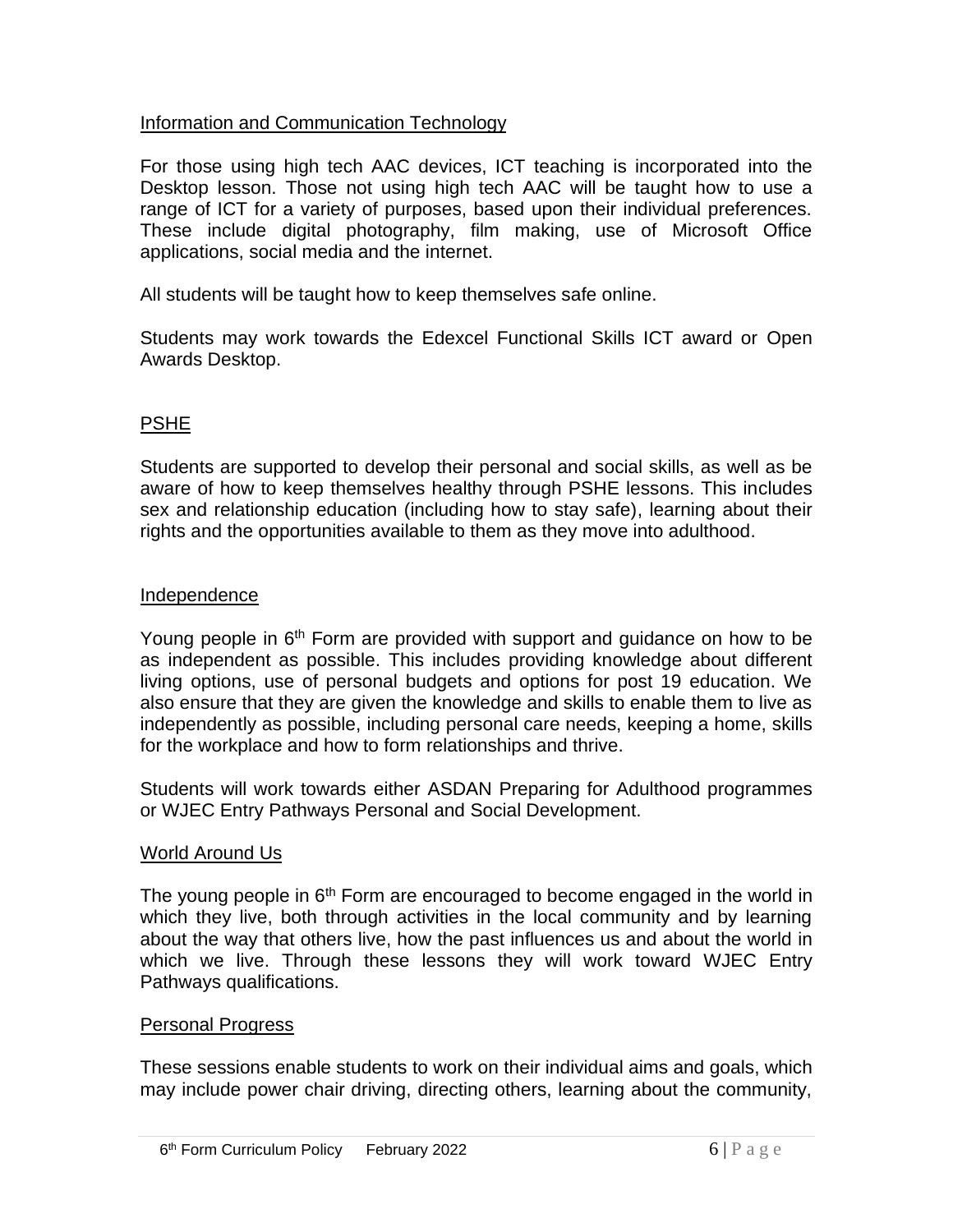## Information and Communication Technology

For those using high tech AAC devices, ICT teaching is incorporated into the Desktop lesson. Those not using high tech AAC will be taught how to use a range of ICT for a variety of purposes, based upon their individual preferences. These include digital photography, film making, use of Microsoft Office applications, social media and the internet.

All students will be taught how to keep themselves safe online.

Students may work towards the Edexcel Functional Skills ICT award or Open Awards Desktop.

## PSHE

Students are supported to develop their personal and social skills, as well as be aware of how to keep themselves healthy through PSHE lessons. This includes sex and relationship education (including how to stay safe), learning about their rights and the opportunities available to them as they move into adulthood.

## Independence

Young people in 6th Form are provided with support and guidance on how to be as independent as possible. This includes providing knowledge about different living options, use of personal budgets and options for post 19 education. We also ensure that they are given the knowledge and skills to enable them to live as independently as possible, including personal care needs, keeping a home, skills for the workplace and how to form relationships and thrive.

Students will work towards either ASDAN Preparing for Adulthood programmes or WJEC Entry Pathways Personal and Social Development.

## World Around Us

The young people in 6th Form are encouraged to become engaged in the world in which they live, both through activities in the local community and by learning about the way that others live, how the past influences us and about the world in which we live. Through these lessons they will work toward WJEC Entry Pathways qualifications.

## Personal Progress

These sessions enable students to work on their individual aims and goals, which may include power chair driving, directing others, learning about the community,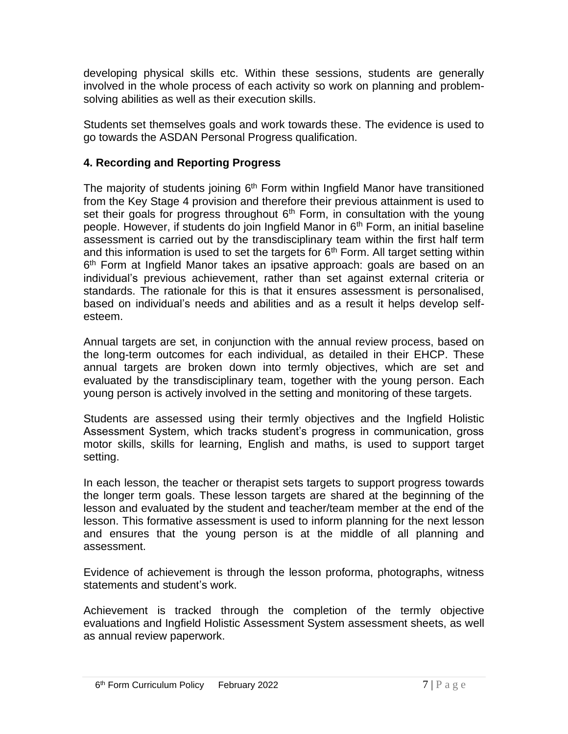developing physical skills etc. Within these sessions, students are generally involved in the whole process of each activity so work on planning and problem-solving abilities as well as their execution skills.

Students set themselves goals and work towards these. The evidence is used to go towards the ASDAN Personal Progress qualification.

## 4. Recording and Reporting Progress

The majority of students joining 6th Form within Ingfield Manor have transitioned from the Key Stage 4 provision and therefore their previous attainment is used to set their goals for progress throughout 6th Form, in consultation with the young people. However, if students do join Ingfield Manor in 6th Form, an initial baseline assessment is carried out by the transdisciplinary team within the first half term and this information is used to set the targets for 6th Form. All target setting within 6th Form at Ingfield Manor takes an ipsative approach: goals are based on an individual's previous achievement, rather than set against external criteria or standards. The rationale for this is that it ensures assessment is personalised, based on individual's needs and abilities and as a result it helps develop self-esteem.

Annual targets are set, in conjunction with the annual review process, based on the long-term outcomes for each individual, as detailed in their EHCP. These annual targets are broken down into termly objectives, which are set and evaluated by the transdisciplinary team, together with the young person. Each young person is actively involved in the setting and monitoring of these targets.

Students are assessed using their termly objectives and the Ingfield Holistic Assessment System, which tracks student's progress in communication, gross motor skills, skills for learning, English and maths, is used to support target setting.

In each lesson, the teacher or therapist sets targets to support progress towards the longer term goals. These lesson targets are shared at the beginning of the lesson and evaluated by the student and teacher/team member at the end of the lesson. This formative assessment is used to inform planning for the next lesson and ensures that the young person is at the middle of all planning and assessment.

Evidence of achievement is through the lesson proforma, photographs, witness statements and student's work.

Achievement is tracked through the completion of the termly objective evaluations and Ingfield Holistic Assessment System assessment sheets, as well as annual review paperwork.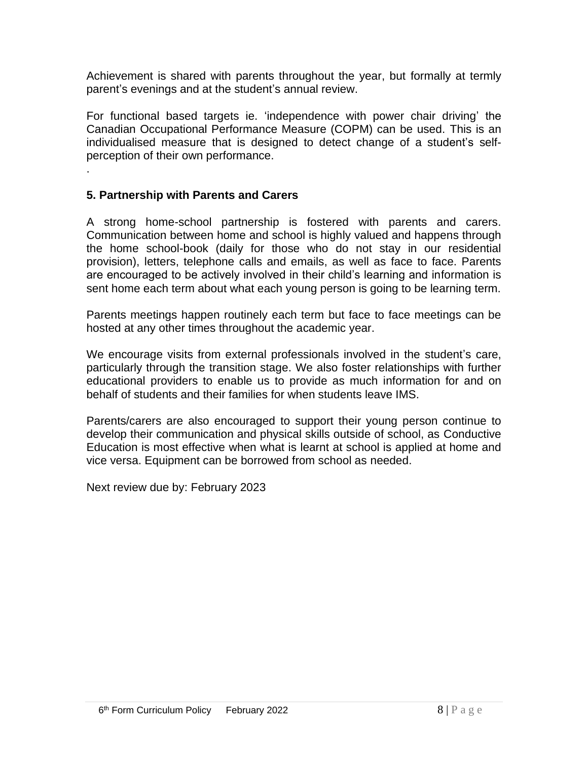Achievement is shared with parents throughout the year, but formally at termly parent's evenings and at the student's annual review.

For functional based targets ie. 'independence with power chair driving' the Canadian Occupational Performance Measure (COPM) can be used. This is an individualised measure that is designed to detect change of a student's self-perception of their own performance.

.

## 5. Partnership with Parents and Carers

A strong home-school partnership is fostered with parents and carers. Communication between home and school is highly valued and happens through the home school-book (daily for those who do not stay in our residential provision), letters, telephone calls and emails, as well as face to face. Parents are encouraged to be actively involved in their child's learning and information is sent home each term about what each young person is going to be learning term.

Parents meetings happen routinely each term but face to face meetings can be hosted at any other times throughout the academic year.

We encourage visits from external professionals involved in the student's care, particularly through the transition stage. We also foster relationships with further educational providers to enable us to provide as much information for and on behalf of students and their families for when students leave IMS.

Parents/carers are also encouraged to support their young person continue to develop their communication and physical skills outside of school, as Conductive Education is most effective when what is learnt at school is applied at home and vice versa. Equipment can be borrowed from school as needed.

Next review due by: February 2023